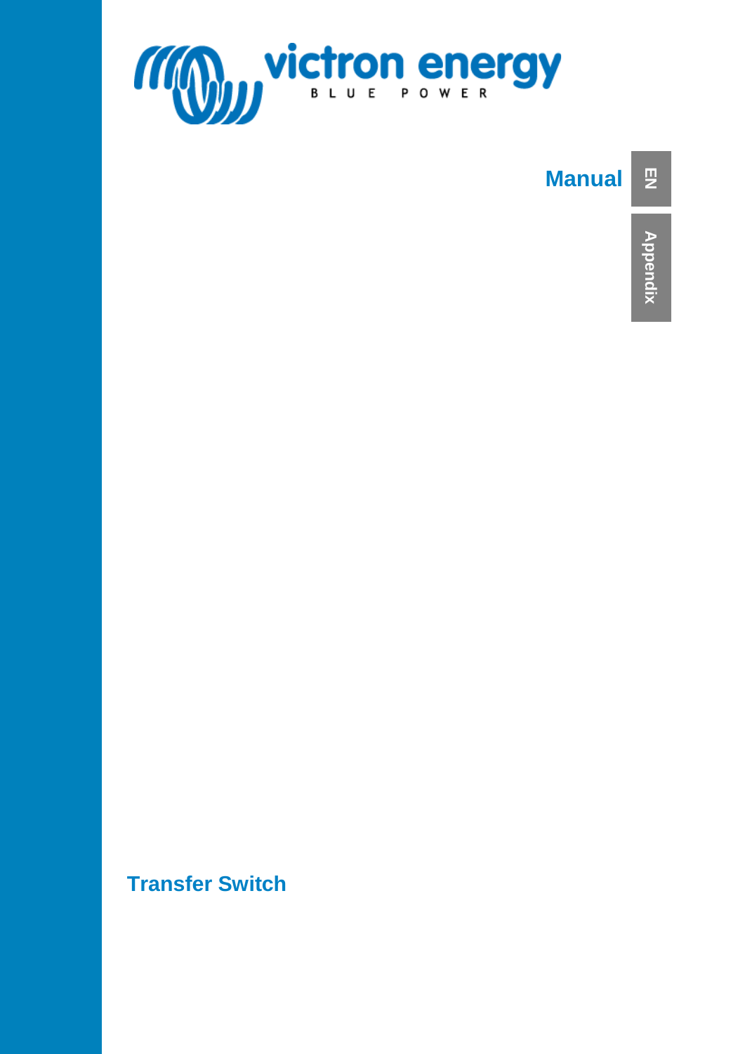victron energy

BLUE POWER

Manual

EN

Appendix

# Transfer Switch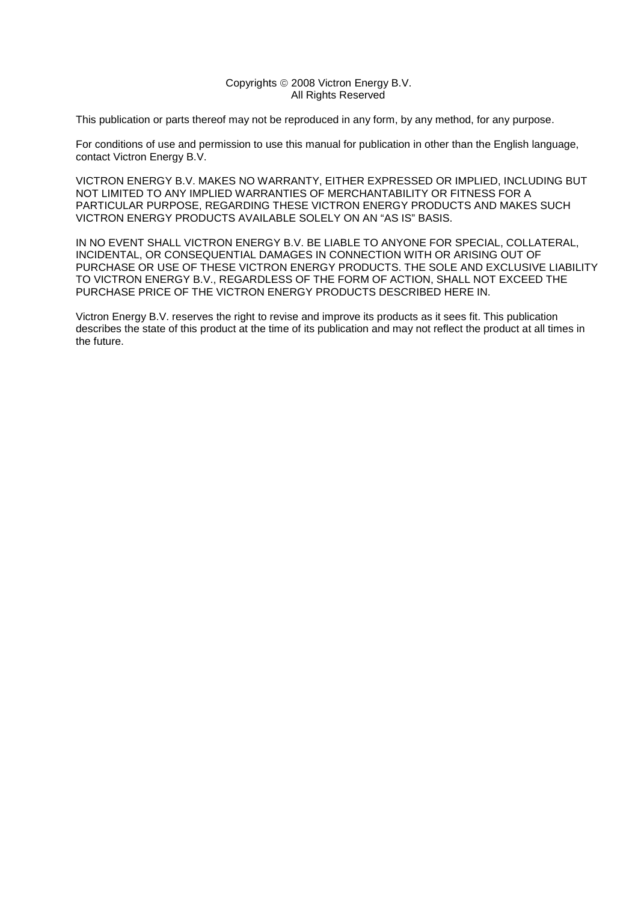Copyrights © 2008 Victron Energy B.V.
All Rights Reserved

This publication or parts thereof may not be reproduced in any form, by any method, for any purpose.

For conditions of use and permission to use this manual for publication in other than the English language, contact Victron Energy B.V.

VICTRON ENERGY B.V. MAKES NO WARRANTY, EITHER EXPRESSED OR IMPLIED, INCLUDING BUT NOT LIMITED TO ANY IMPLIED WARRANTIES OF MERCHANTABILITY OR FITNESS FOR A PARTICULAR PURPOSE, REGARDING THESE VICTRON ENERGY PRODUCTS AND MAKES SUCH VICTRON ENERGY PRODUCTS AVAILABLE SOLELY ON AN "AS IS" BASIS.

IN NO EVENT SHALL VICTRON ENERGY B.V. BE LIABLE TO ANYONE FOR SPECIAL, COLLATERAL, INCIDENTAL, OR CONSEQUENTIAL DAMAGES IN CONNECTION WITH OR ARISING OUT OF PURCHASE OR USE OF THESE VICTRON ENERGY PRODUCTS. THE SOLE AND EXCLUSIVE LIABILITY TO VICTRON ENERGY B.V., REGARDLESS OF THE FORM OF ACTION, SHALL NOT EXCEED THE PURCHASE PRICE OF THE VICTRON ENERGY PRODUCTS DESCRIBED HERE IN.

Victron Energy B.V. reserves the right to revise and improve its products as it sees fit. This publication describes the state of this product at the time of its publication and may not reflect the product at all times in the future.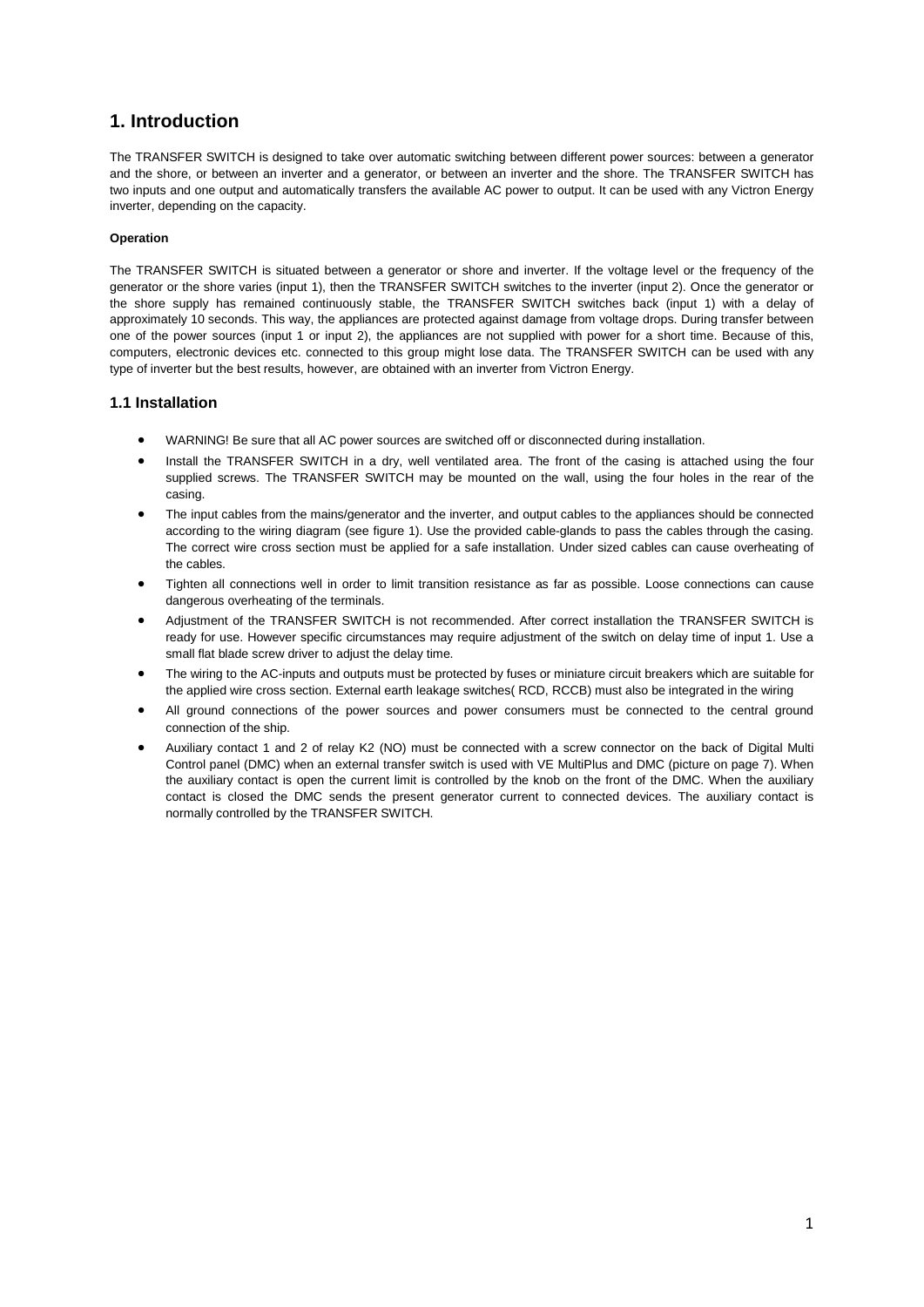# 1. Introduction

The TRANSFER SWITCH is designed to take over automatic switching between different power sources: between a generator and the shore, or between an inverter and a generator, or between an inverter and the shore. The TRANSFER SWITCH has two inputs and one output and automatically transfers the available AC power to output. It can be used with any Victron Energy inverter, depending on the capacity.

**Operation**

The TRANSFER SWITCH is situated between a generator or shore and inverter. If the voltage level or the frequency of the generator or the shore varies (input 1), then the TRANSFER SWITCH switches to the inverter (input 2). Once the generator or the shore supply has remained continuously stable, the TRANSFER SWITCH switches back (input 1) with a delay of approximately 10 seconds. This way, the appliances are protected against damage from voltage drops. During transfer between one of the power sources (input 1 or input 2), the appliances are not supplied with power for a short time. Because of this, computers, electronic devices etc. connected to this group might lose data. The TRANSFER SWITCH can be used with any type of inverter but the best results, however, are obtained with an inverter from Victron Energy.

## 1.1 Installation

- WARNING! Be sure that all AC power sources are switched off or disconnected during installation.
- Install the TRANSFER SWITCH in a dry, well ventilated area. The front of the casing is attached using the four supplied screws. The TRANSFER SWITCH may be mounted on the wall, using the four holes in the rear of the casing.
- The input cables from the mains/generator and the inverter, and output cables to the appliances should be connected according to the wiring diagram (see figure 1). Use the provided cable-glands to pass the cables through the casing. The correct wire cross section must be applied for a safe installation. Under sized cables can cause overheating of the cables.
- Tighten all connections well in order to limit transition resistance as far as possible. Loose connections can cause dangerous overheating of the terminals.
- Adjustment of the TRANSFER SWITCH is not recommended. After correct installation the TRANSFER SWITCH is ready for use. However specific circumstances may require adjustment of the switch on delay time of input 1. Use a small flat blade screw driver to adjust the delay time.
- The wiring to the AC-inputs and outputs must be protected by fuses or miniature circuit breakers which are suitable for the applied wire cross section. External earth leakage switches( RCD, RCCB) must also be integrated in the wiring
- All ground connections of the power sources and power consumers must be connected to the central ground connection of the ship.
- Auxiliary contact 1 and 2 of relay K2 (NO) must be connected with a screw connector on the back of Digital Multi Control panel (DMC) when an external transfer switch is used with VE MultiPlus and DMC (picture on page 7). When the auxiliary contact is open the current limit is controlled by the knob on the front of the DMC. When the auxiliary contact is closed the DMC sends the present generator current to connected devices. The auxiliary contact is normally controlled by the TRANSFER SWITCH.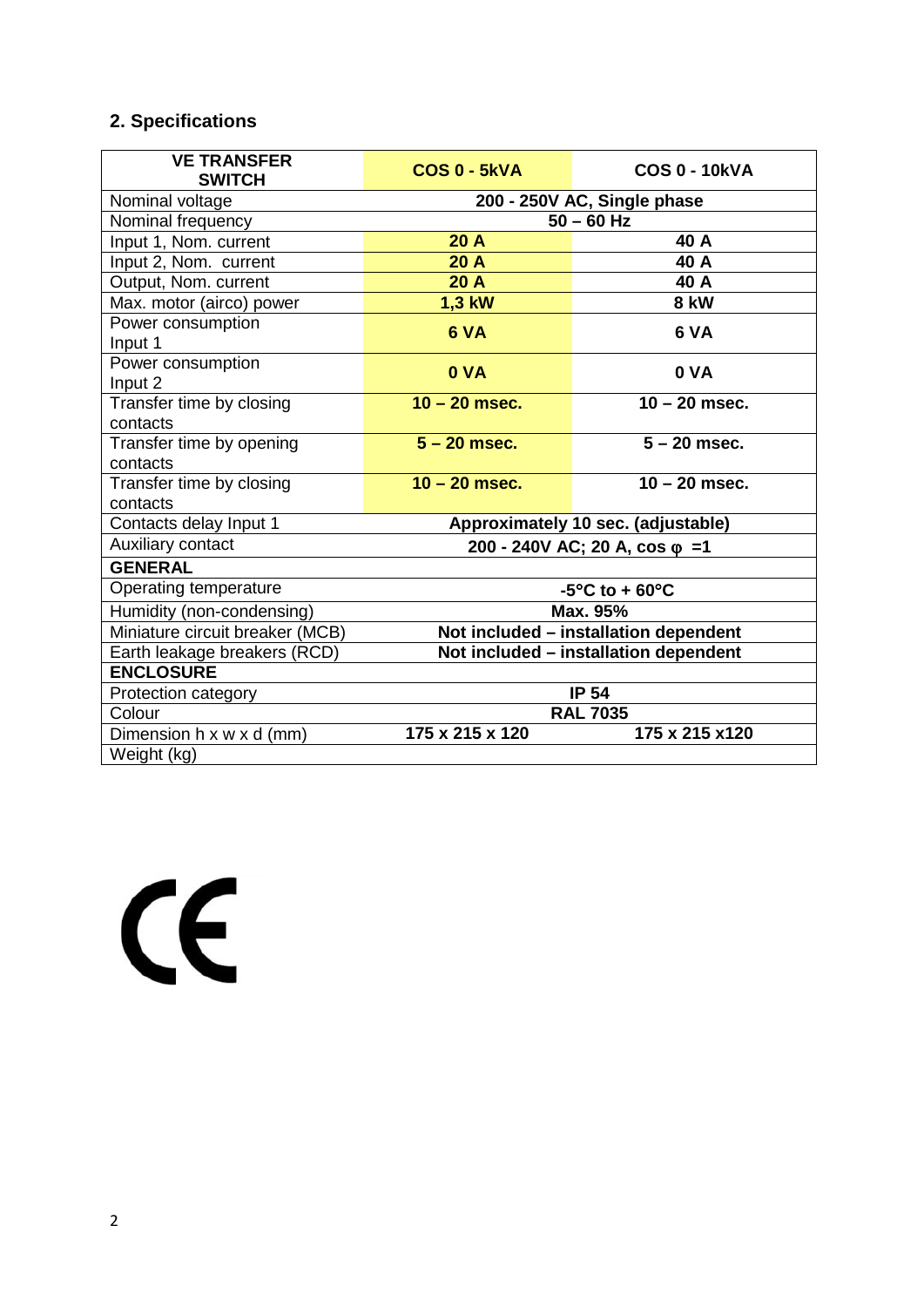## 2. Specifications

| VE TRANSFER SWITCH | COS 0 - 5kVA | COS 0 - 10kVA |
|---|---|---|
| Nominal voltage | 200 - 250V AC, Single phase | |
| Nominal frequency | 50 – 60 Hz | |
| Input 1, Nom. current | 20 A | 40 A |
| Input 2, Nom. current | 20 A | 40 A |
| Output, Nom. current | 20 A | 40 A |
| Max. motor (airco) power | 1,3 kW | 8 kW |
| Power consumption Input 1 | 6 VA | 6 VA |
| Power consumption Input 2 | 0 VA | 0 VA |
| Transfer time by closing contacts | 10 – 20 msec. | 10 – 20 msec. |
| Transfer time by opening contacts | 5 – 20 msec. | 5 – 20 msec. |
| Transfer time by closing contacts | 10 – 20 msec. | 10 – 20 msec. |
| Contacts delay Input 1 | Approximately 10 sec. (adjustable) | |
| Auxiliary contact | 200 - 240V AC; 20 A, cos φ =1 | |
| **GENERAL** | | |
| Operating temperature | -5°C to + 60°C | |
| Humidity (non-condensing) | Max. 95% | |
| Miniature circuit breaker (MCB) | Not included – installation dependent | |
| Earth leakage breakers (RCD) | Not included – installation dependent | |
| **ENCLOSURE** | | |
| Protection category | IP 54 | |
| Colour | RAL 7035 | |
| Dimension h x w x d (mm) | 175 x 215 x 120 | 175 x 215 x120 |
| Weight (kg) | | |

CE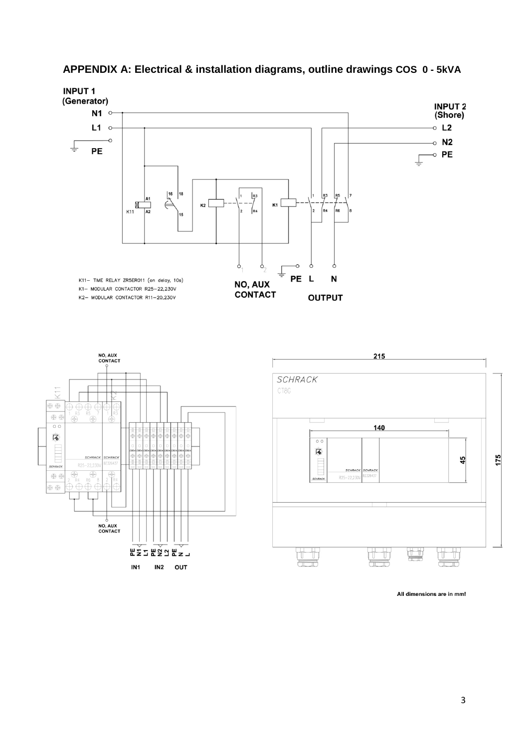## APPENDIX A: Electrical & installation diagrams, outline drawings COS 0 - 5kVA

INPUT 1 (Generator)

N1

L1

PE

INPUT 2 (Shore)

L2

N2

PE

K11 A1 A2

16 18 15

K2

1 R3 2 R4

K1

1 R3 R5 7 2 R4 R6 8

K11– TIME RELAY ZR5ER011 (on delay, 10s)

K1– MODULAR CONTACTOR R25–22,230V

K2– MODULAR CONTACTOR R11–20,230V

NO, AUX CONTACT

PE L N

OUTPUT

NO, AUX CONTACT

K11

K2

SCHRACK

R25–22,230V

NO, AUX CONTACT

PE N1 L1 PE N2 L2 PE N L

IN1 IN2 OUT

215

SCHRACK

CT8G

140

45

175

All dimensions are in mm!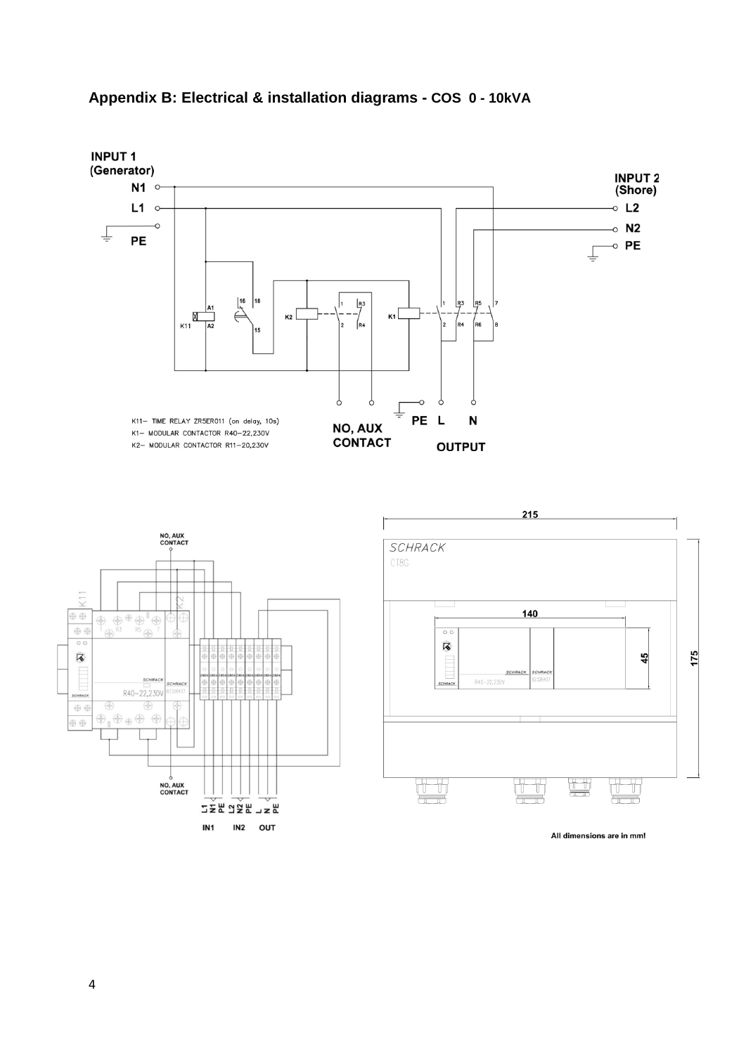## Appendix B: Electrical & installation diagrams - COS 0 - 10kVA

INPUT 1
(Generator)

N1

L1

PE

INPUT 2
(Shore)

L2

N2

PE

K11– TIME RELAY ZR5ER011 (on delay, 10s)
K1– MODULAR CONTACTOR R40–22,230V
K2– MODULAR CONTACTOR R11–20,230V

NO, AUX CONTACT

PE L N

OUTPUT

All dimensions are in mm!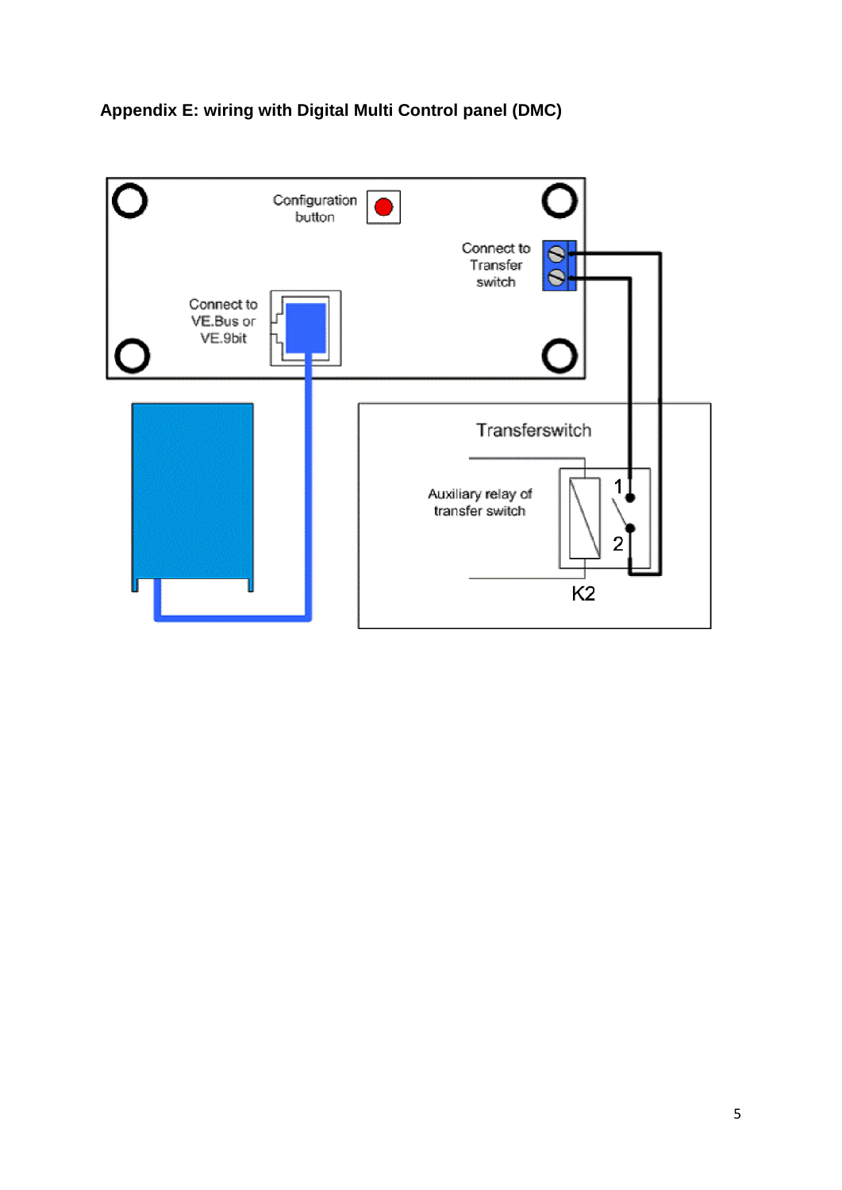## Appendix E: wiring with Digital Multi Control panel (DMC)

Configuration button

Connect to Transfer switch

Connect to VE.Bus or VE.9bit

Transferswitch

Auxiliary relay of transfer switch

1

2

K2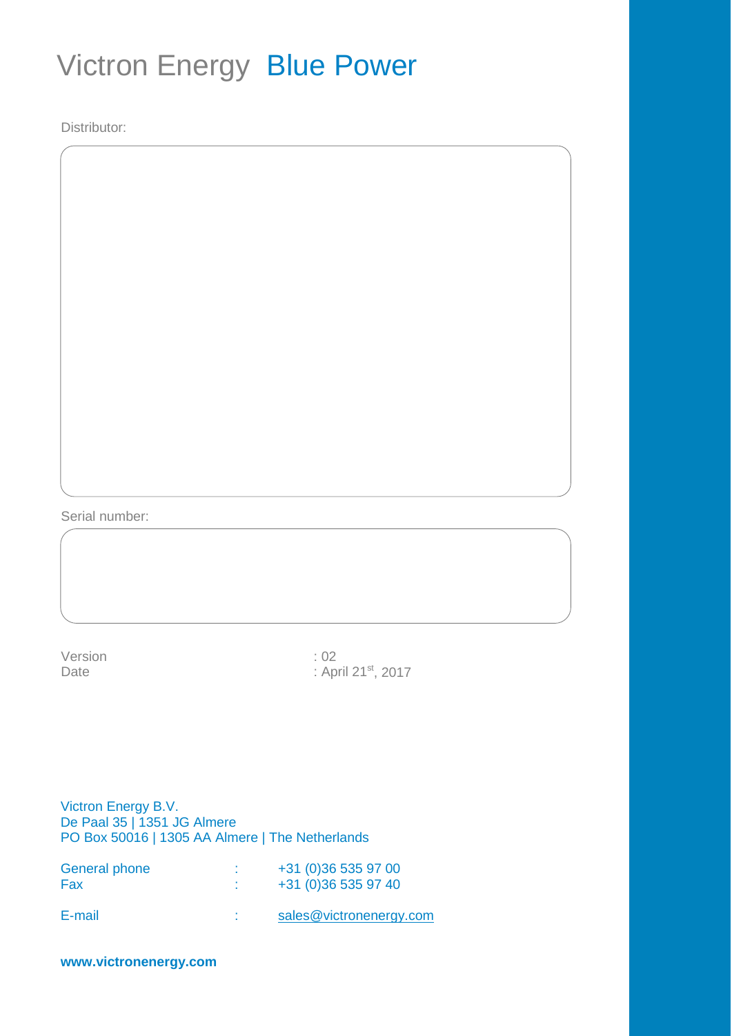# Victron Energy Blue Power

Distributor:

Serial number:

| | |
|---|---|
| Version | : 02 |
| Date | : April 21st, 2017 |

Victron Energy B.V.
De Paal 35 | 1351 JG Almere
PO Box 50016 | 1305 AA Almere | The Netherlands

| | | |
|---|---|---|
| General phone | : | +31 (0)36 535 97 00 |
| Fax | : | +31 (0)36 535 97 40 |
| E-mail | : | sales@victronenergy.com |

**www.victronenergy.com**